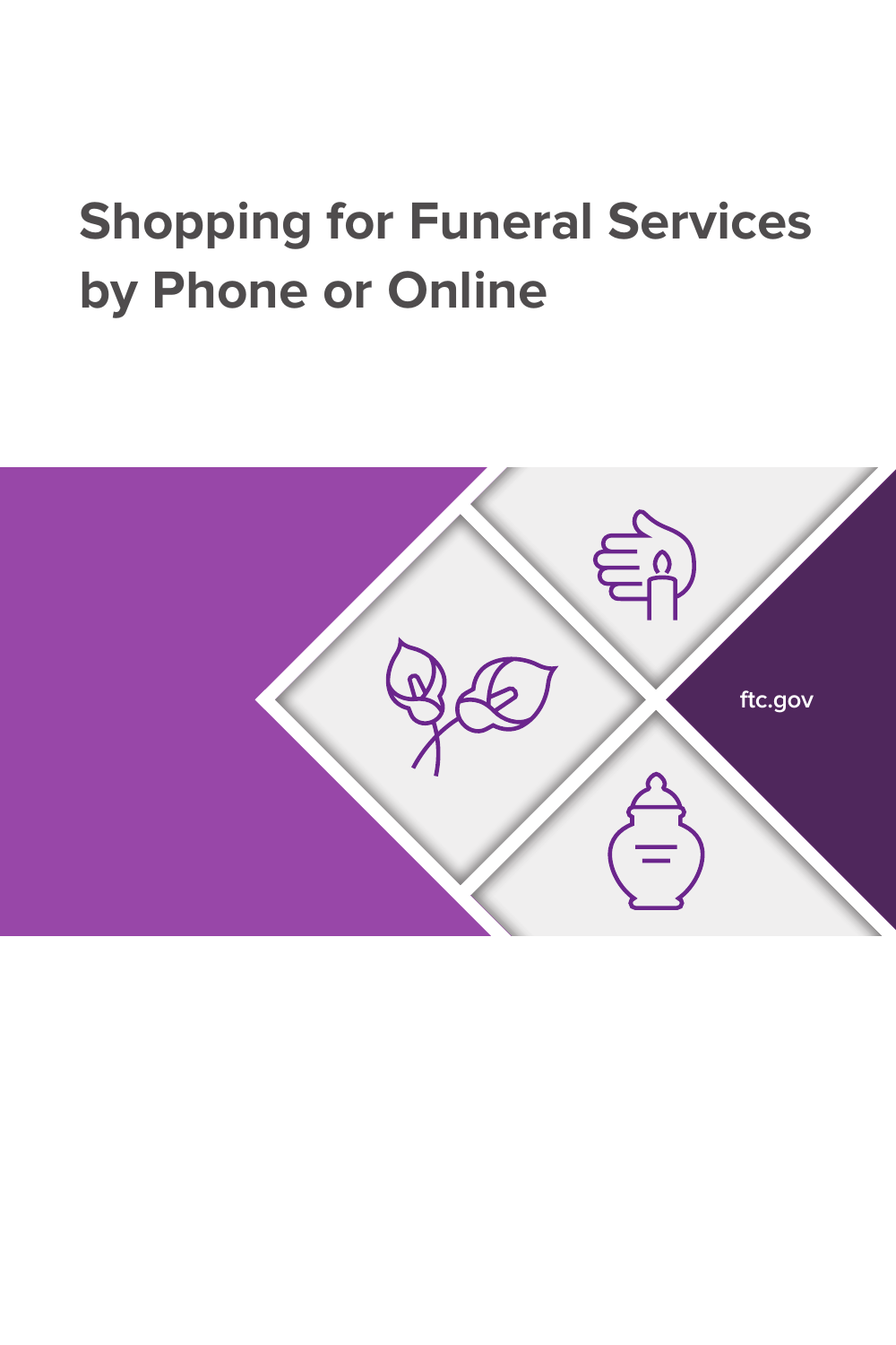# Shopping for Funeral Services by Phone or Online

ftc.gov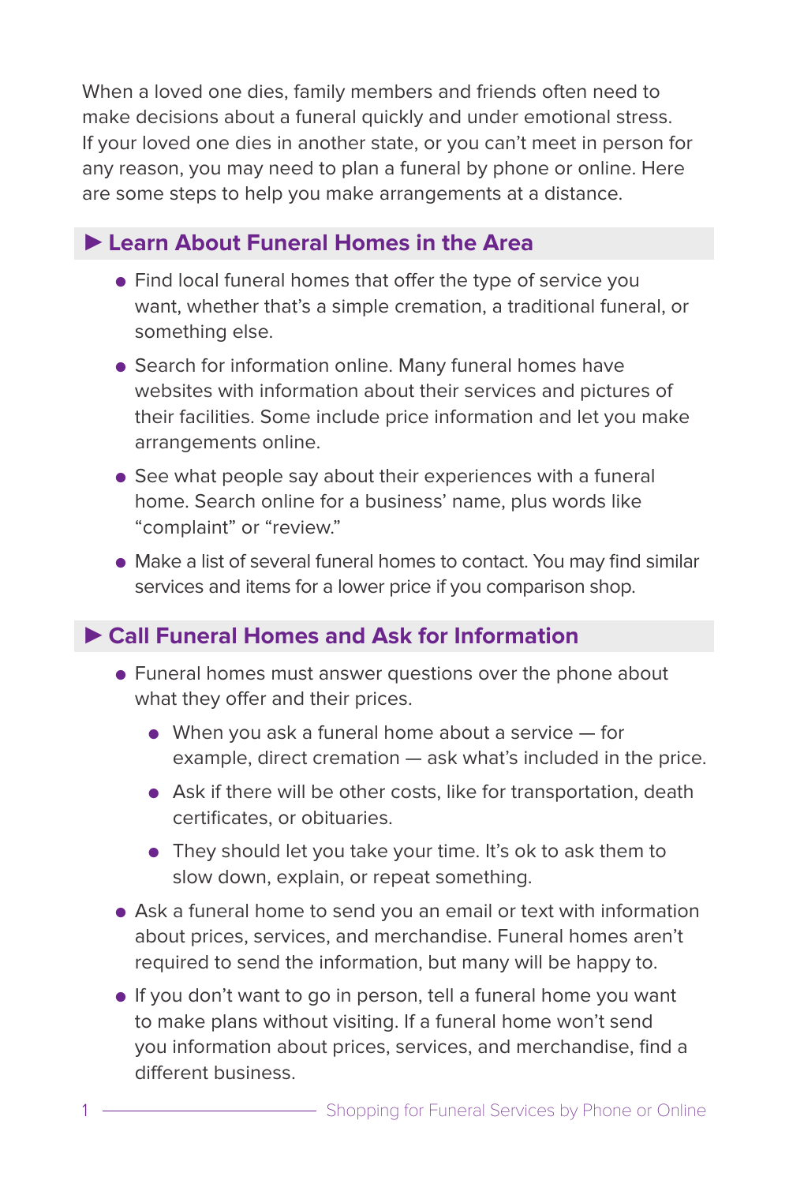When a loved one dies, family members and friends often need to make decisions about a funeral quickly and under emotional stress. If your loved one dies in another state, or you can't meet in person for any reason, you may need to plan a funeral by phone or online. Here are some steps to help you make arrangements at a distance.

## ► Learn About Funeral Homes in the Area

- Find local funeral homes that offer the type of service you want, whether that's a simple cremation, a traditional funeral, or something else.
- Search for information online. Many funeral homes have websites with information about their services and pictures of their facilities. Some include price information and let you make arrangements online.
- See what people say about their experiences with a funeral home. Search online for a business' name, plus words like "complaint" or "review."
- Make a list of several funeral homes to contact. You may find similar services and items for a lower price if you comparison shop.

## ► Call Funeral Homes and Ask for Information

- Funeral homes must answer questions over the phone about what they offer and their prices.
  - When you ask a funeral home about a service — for example, direct cremation — ask what's included in the price.
  - Ask if there will be other costs, like for transportation, death certificates, or obituaries.
  - They should let you take your time. It's ok to ask them to slow down, explain, or repeat something.
- Ask a funeral home to send you an email or text with information about prices, services, and merchandise. Funeral homes aren't required to send the information, but many will be happy to.
- If you don't want to go in person, tell a funeral home you want to make plans without visiting. If a funeral home won't send you information about prices, services, and merchandise, find a different business.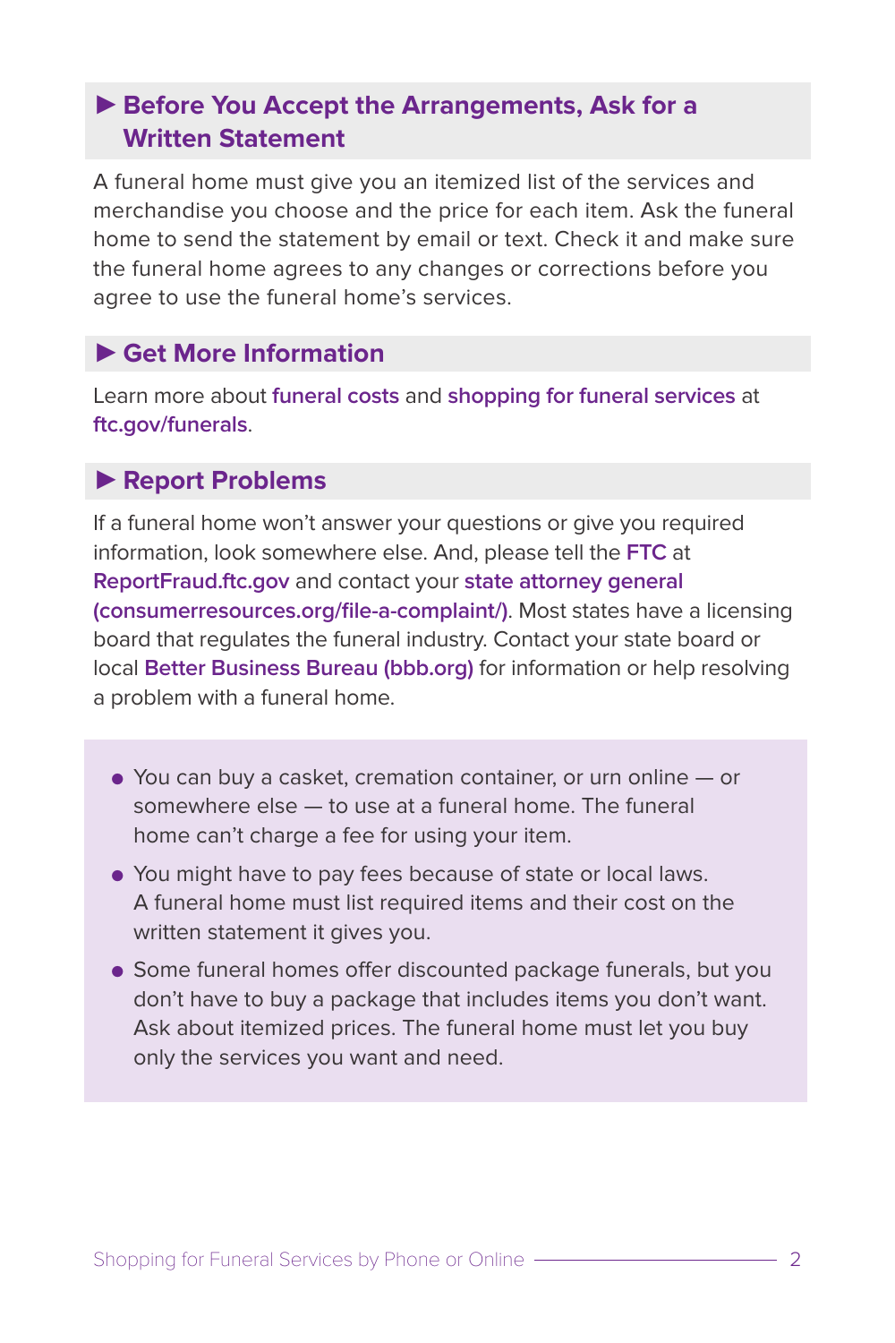## ► Before You Accept the Arrangements, Ask for a Written Statement

A funeral home must give you an itemized list of the services and merchandise you choose and the price for each item. Ask the funeral home to send the statement by email or text. Check it and make sure the funeral home agrees to any changes or corrections before you agree to use the funeral home's services.

## ► Get More Information

Learn more about **funeral costs** and **shopping for funeral services** at **ftc.gov/funerals**.

## ► Report Problems

If a funeral home won't answer your questions or give you required information, look somewhere else. And, please tell the **FTC** at **ReportFraud.ftc.gov** and contact your **state attorney general (consumerresources.org/file-a-complaint/)**. Most states have a licensing board that regulates the funeral industry. Contact your state board or local **Better Business Bureau (bbb.org)** for information or help resolving a problem with a funeral home.

- You can buy a casket, cremation container, or urn online — or somewhere else — to use at a funeral home. The funeral home can't charge a fee for using your item.
- You might have to pay fees because of state or local laws. A funeral home must list required items and their cost on the written statement it gives you.
- Some funeral homes offer discounted package funerals, but you don't have to buy a package that includes items you don't want. Ask about itemized prices. The funeral home must let you buy only the services you want and need.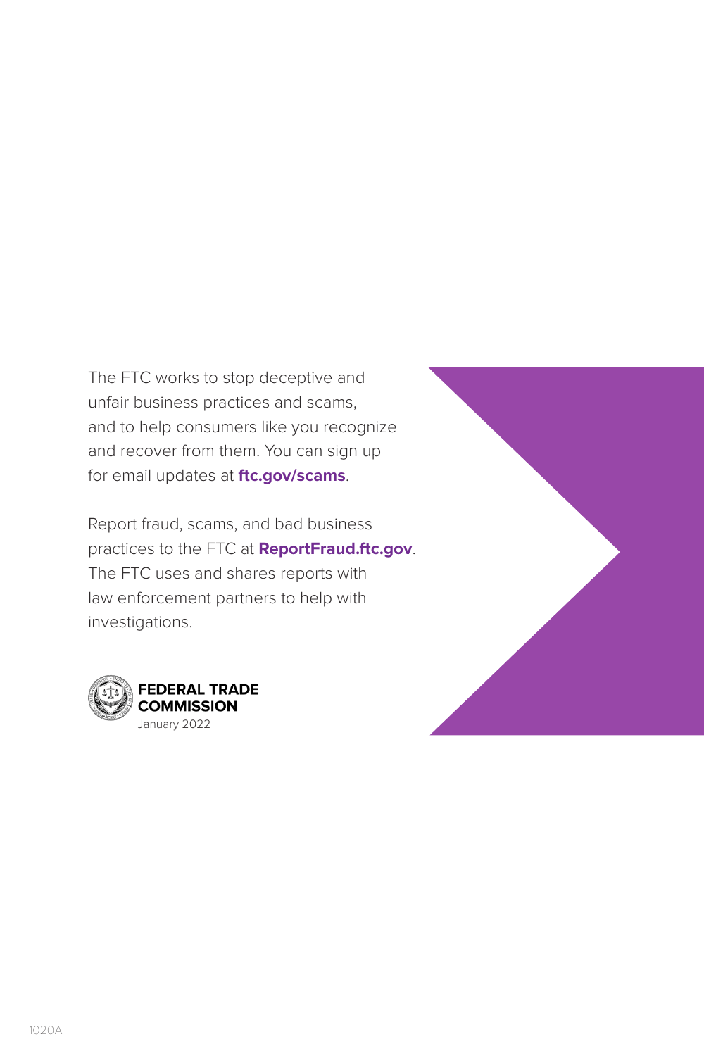The FTC works to stop deceptive and unfair business practices and scams, and to help consumers like you recognize and recover from them. You can sign up for email updates at **ftc.gov/scams**.

Report fraud, scams, and bad business practices to the FTC at **ReportFraud.ftc.gov**. The FTC uses and shares reports with law enforcement partners to help with investigations.

**FEDERAL TRADE COMMISSION**
January 2022

1020A